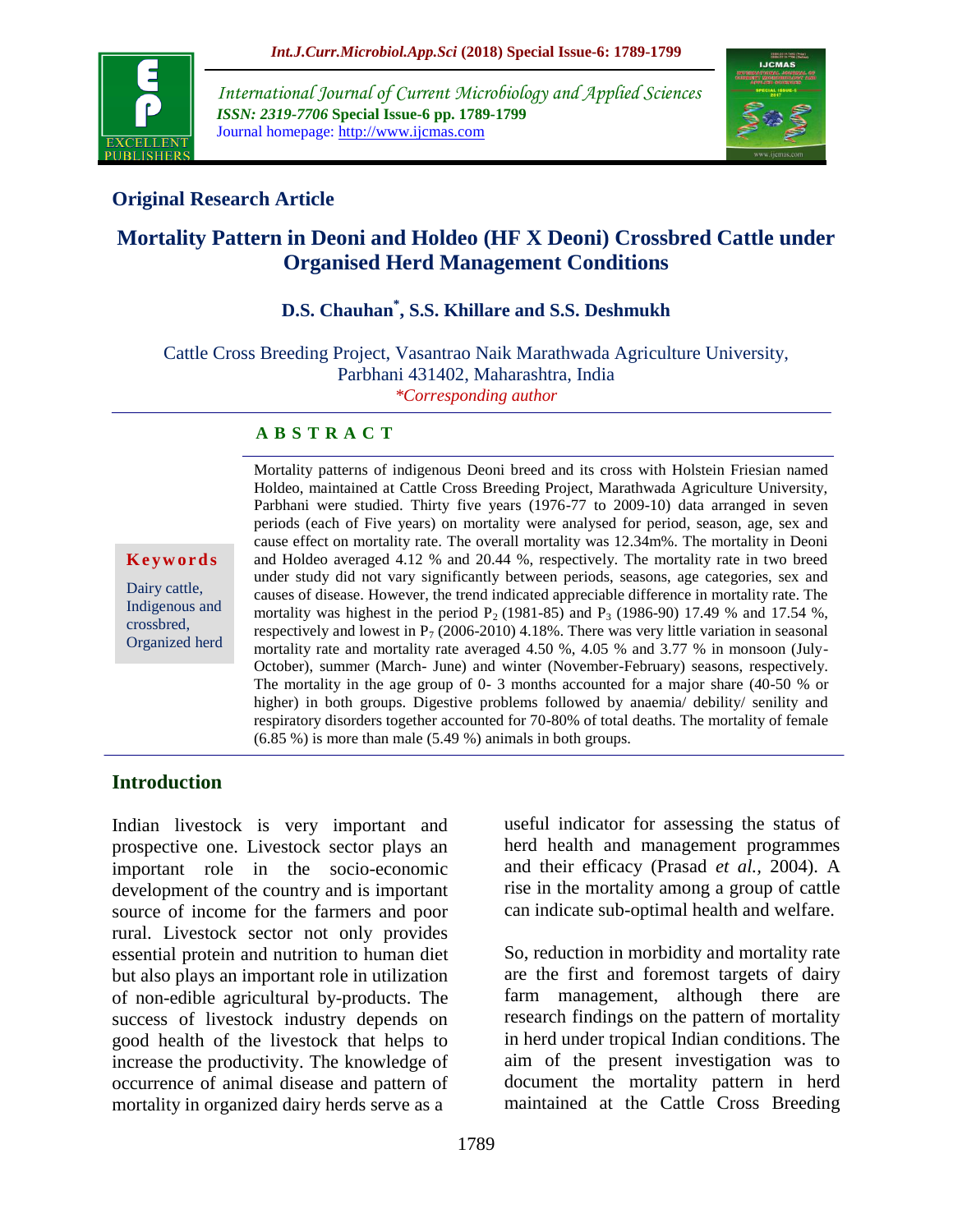Original Research Article

# Mortality Pattern in Deoni and Holdeo (HF X Deoni) Crossbred Cattle under Organised Herd Management Conditions

**D.S. Chauhan*, S.S. Khillare and S.S. Deshmukh**

Cattle Cross Breeding Project, Vasantrao Naik Marathwada Agriculture University, Parbhani 431402, Maharashtra, India

*Corresponding author

## ABSTRACT

**Keywords**

Dairy cattle, Indigenous and crossbred, Organized herd

Mortality patterns of indigenous Deoni breed and its cross with Holstein Friesian named Holdeo, maintained at Cattle Cross Breeding Project, Marathwada Agriculture University, Parbhani were studied. Thirty five years (1976-77 to 2009-10) data arranged in seven periods (each of Five years) on mortality were analysed for period, season, age, sex and cause effect on mortality rate. The overall mortality was 12.34m%. The mortality in Deoni and Holdeo averaged 4.12 % and 20.44 %, respectively. The mortality rate in two breed under study did not vary significantly between periods, seasons, age categories, sex and causes of disease. However, the trend indicated appreciable difference in mortality rate. The mortality was highest in the period $P_2$ (1981-85) and $P_3$ (1986-90) 17.49 % and 17.54 %, respectively and lowest in $P_7$ (2006-2010) 4.18%. There was very little variation in seasonal mortality rate and mortality rate averaged 4.50 %, 4.05 % and 3.77 % in monsoon (July-October), summer (March- June) and winter (November-February) seasons, respectively. The mortality in the age group of 0- 3 months accounted for a major share (40-50 % or higher) in both groups. Digestive problems followed by anaemia/ debility/ senility and respiratory disorders together accounted for 70-80% of total deaths. The mortality of female (6.85 %) is more than male (5.49 %) animals in both groups.

## Introduction

Indian livestock is very important and prospective one. Livestock sector plays an important role in the socio-economic development of the country and is important source of income for the farmers and poor rural. Livestock sector not only provides essential protein and nutrition to human diet but also plays an important role in utilization of non-edible agricultural by-products. The success of livestock industry depends on good health of the livestock that helps to increase the productivity. The knowledge of occurrence of animal disease and pattern of mortality in organized dairy herds serve as a useful indicator for assessing the status of herd health and management programmes and their efficacy (Prasad *et al.,* 2004). A rise in the mortality among a group of cattle can indicate sub-optimal health and welfare.

So, reduction in morbidity and mortality rate are the first and foremost targets of dairy farm management, although there are research findings on the pattern of mortality in herd under tropical Indian conditions. The aim of the present investigation was to document the mortality pattern in herd maintained at the Cattle Cross Breeding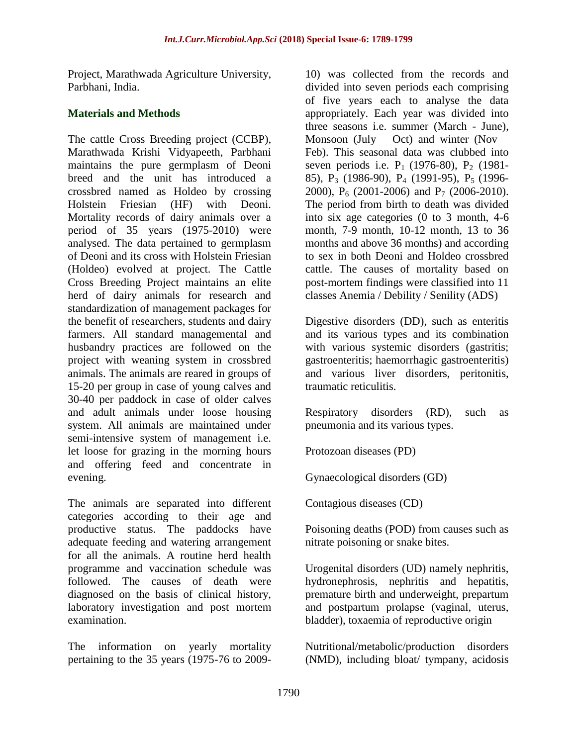Project, Marathwada Agriculture University, Parbhani, India.

## Materials and Methods

The cattle Cross Breeding project (CCBP), Marathwada Krishi Vidyapeeth, Parbhani maintains the pure germplasm of Deoni breed and the unit has introduced a crossbred named as Holdeo by crossing Holstein Friesian (HF) with Deoni. Mortality records of dairy animals over a period of 35 years (1975-2010) were analysed. The data pertained to germplasm of Deoni and its cross with Holstein Friesian (Holdeo) evolved at project. The Cattle Cross Breeding Project maintains an elite herd of dairy animals for research and standardization of management packages for the benefit of researchers, students and dairy farmers. All standard managemental and husbandry practices are followed on the project with weaning system in crossbred animals. The animals are reared in groups of 15-20 per group in case of young calves and 30-40 per paddock in case of older calves and adult animals under loose housing system. All animals are maintained under semi-intensive system of management i.e. let loose for grazing in the morning hours and offering feed and concentrate in evening.

The animals are separated into different categories according to their age and productive status. The paddocks have adequate feeding and watering arrangement for all the animals. A routine herd health programme and vaccination schedule was followed. The causes of death were diagnosed on the basis of clinical history, laboratory investigation and post mortem examination.

The information on yearly mortality pertaining to the 35 years (1975-76 to 2009-10) was collected from the records and divided into seven periods each comprising of five years each to analyse the data appropriately. Each year was divided into three seasons i.e. summer (March - June), Monsoon (July – Oct) and winter (Nov – Feb). This seasonal data was clubbed into seven periods i.e. $P_1$ (1976-80), $P_2$ (1981-85), $P_3$ (1986-90), $P_4$ (1991-95), $P_5$ (1996-2000), $P_6$ (2001-2006) and $P_7$ (2006-2010). The period from birth to death was divided into six age categories (0 to 3 month, 4-6 month, 7-9 month, 10-12 month, 13 to 36 months and above 36 months) and according to sex in both Deoni and Holdeo crossbred cattle. The causes of mortality based on post-mortem findings were classified into 11 classes Anemia / Debility / Senility (ADS)

Digestive disorders (DD), such as enteritis and its various types and its combination with various systemic disorders (gastritis; gastroenteritis; haemorrhagic gastroenteritis) and various liver disorders, peritonitis, traumatic reticulitis.

Respiratory disorders (RD), such as pneumonia and its various types.

Protozoan diseases (PD)

Gynaecological disorders (GD)

Contagious diseases (CD)

Poisoning deaths (POD) from causes such as nitrate poisoning or snake bites.

Urogenital disorders (UD) namely nephritis, hydronephrosis, nephritis and hepatitis, premature birth and underweight, prepartum and postpartum prolapse (vaginal, uterus, bladder), toxaemia of reproductive origin

Nutritional/metabolic/production disorders (NMD), including bloat/ tympany, acidosis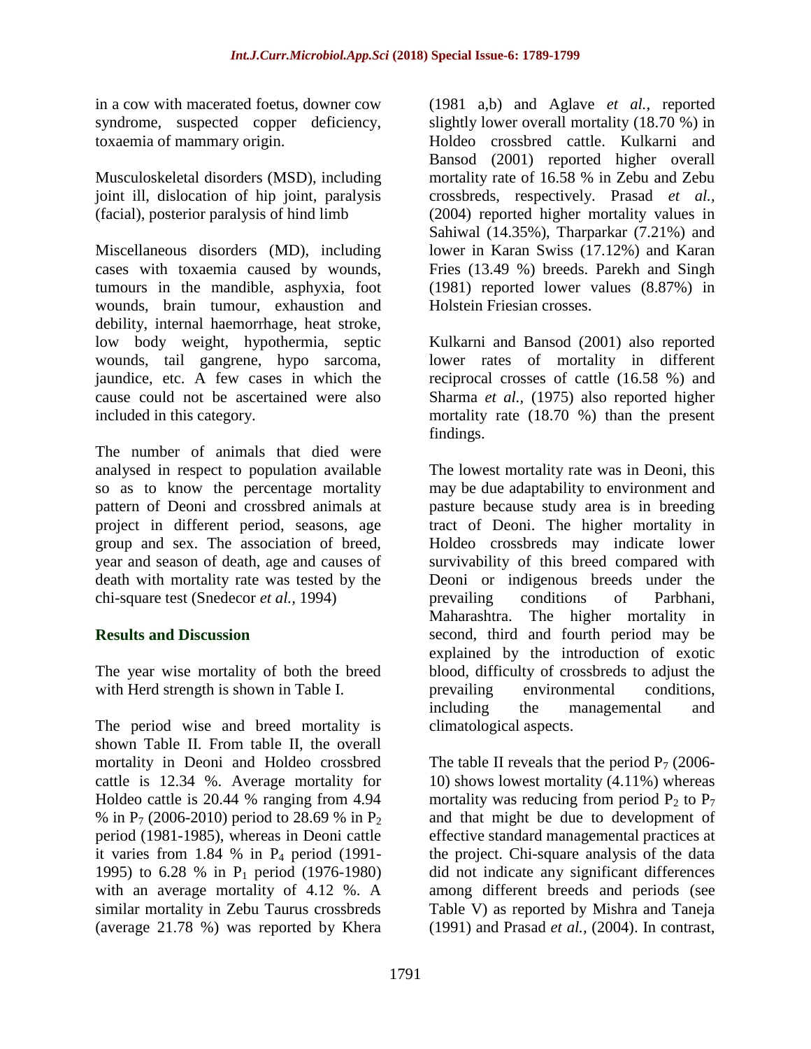in a cow with macerated foetus, downer cow syndrome, suspected copper deficiency, toxaemia of mammary origin.

Musculoskeletal disorders (MSD), including joint ill, dislocation of hip joint, paralysis (facial), posterior paralysis of hind limb

Miscellaneous disorders (MD), including cases with toxaemia caused by wounds, tumours in the mandible, asphyxia, foot wounds, brain tumour, exhaustion and debility, internal haemorrhage, heat stroke, low body weight, hypothermia, septic wounds, tail gangrene, hypo sarcoma, jaundice, etc. A few cases in which the cause could not be ascertained were also included in this category.

The number of animals that died were analysed in respect to population available so as to know the percentage mortality pattern of Deoni and crossbred animals at project in different period, seasons, age group and sex. The association of breed, year and season of death, age and causes of death with mortality rate was tested by the chi-square test (Snedecor *et al.,* 1994)

## Results and Discussion

The year wise mortality of both the breed with Herd strength is shown in Table I.

The period wise and breed mortality is shown Table II. From table II, the overall mortality in Deoni and Holdeo crossbred cattle is 12.34 %. Average mortality for Holdeo cattle is 20.44 % ranging from 4.94 % in $P_7$ (2006-2010) period to 28.69 % in $P_2$ period (1981-1985), whereas in Deoni cattle it varies from 1.84 % in $P_4$ period (1991-1995) to 6.28 % in $P_1$ period (1976-1980) with an average mortality of 4.12 %. A similar mortality in Zebu Taurus crossbreds (average 21.78 %) was reported by Khera (1981 a,b) and Aglave *et al.,* reported slightly lower overall mortality (18.70 %) in Holdeo crossbred cattle. Kulkarni and Bansod (2001) reported higher overall mortality rate of 16.58 % in Zebu and Zebu crossbreds, respectively. Prasad *et al.,* (2004) reported higher mortality values in Sahiwal (14.35%), Tharparkar (7.21%) and lower in Karan Swiss (17.12%) and Karan Fries (13.49 %) breeds. Parekh and Singh (1981) reported lower values (8.87%) in Holstein Friesian crosses.

Kulkarni and Bansod (2001) also reported lower rates of mortality in different reciprocal crosses of cattle (16.58 %) and Sharma *et al.,* (1975) also reported higher mortality rate (18.70 %) than the present findings.

The lowest mortality rate was in Deoni, this may be due adaptability to environment and pasture because study area is in breeding tract of Deoni. The higher mortality in Holdeo crossbreds may indicate lower survivability of this breed compared with Deoni or indigenous breeds under the prevailing conditions of Parbhani, Maharashtra. The higher mortality in second, third and fourth period may be explained by the introduction of exotic blood, difficulty of crossbreds to adjust the prevailing environmental conditions, including the managemental and climatological aspects.

The table II reveals that the period $P_7$ (2006-10) shows lowest mortality (4.11%) whereas mortality was reducing from period $P_2$ to $P_7$ and that might be due to development of effective standard managemental practices at the project. Chi-square analysis of the data did not indicate any significant differences among different breeds and periods (see Table V) as reported by Mishra and Taneja (1991) and Prasad *et al.,* (2004). In contrast,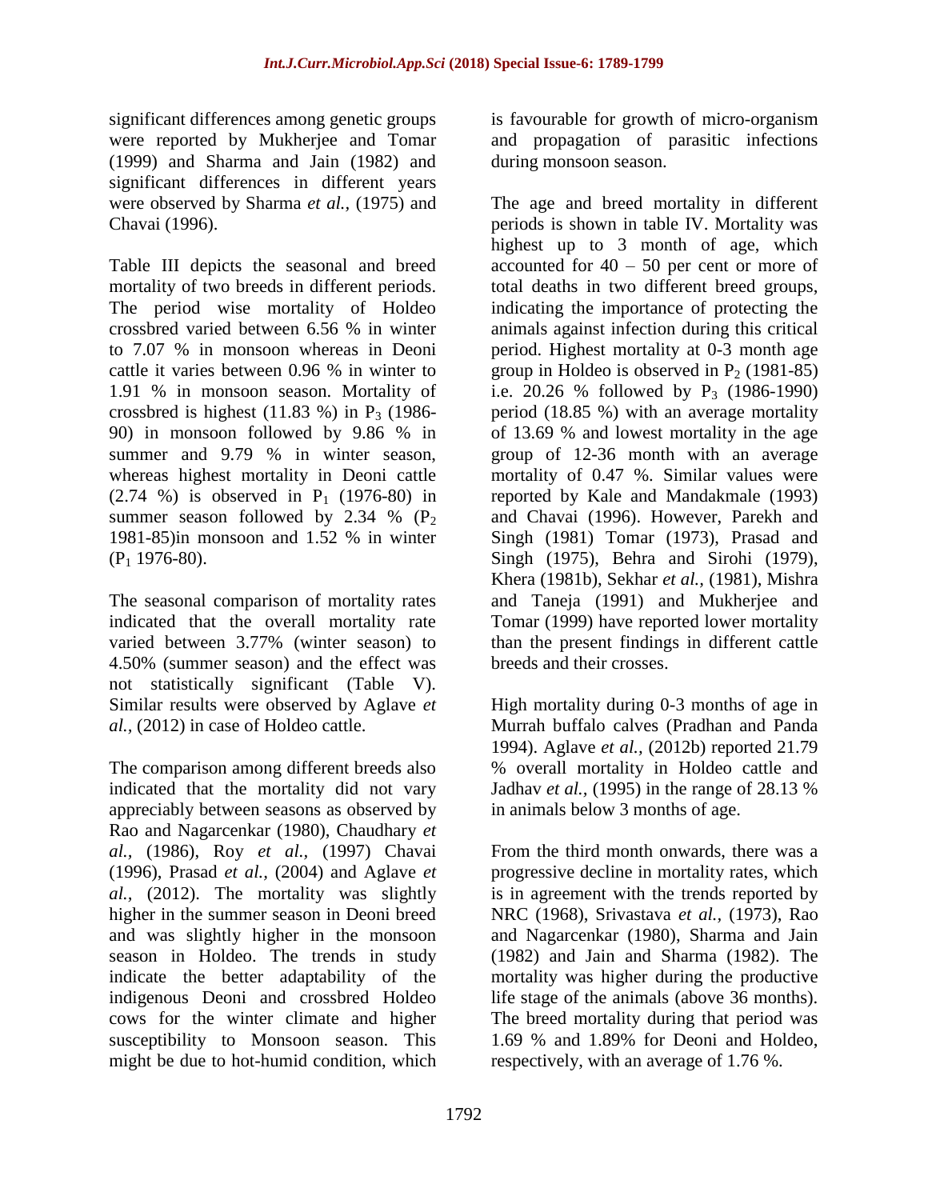significant differences among genetic groups were reported by Mukherjee and Tomar (1999) and Sharma and Jain (1982) and significant differences in different years were observed by Sharma *et al.,* (1975) and Chavai (1996).

Table III depicts the seasonal and breed mortality of two breeds in different periods. The period wise mortality of Holdeo crossbred varied between 6.56 % in winter to 7.07 % in monsoon whereas in Deoni cattle it varies between 0.96 % in winter to 1.91 % in monsoon season. Mortality of crossbred is highest (11.83 %) in $P_3$ (1986-90) in monsoon followed by 9.86 % in summer and 9.79 % in winter season, whereas highest mortality in Deoni cattle (2.74 %) is observed in $P_1$ (1976-80) in summer season followed by 2.34 % ($P_2$ 1981-85)in monsoon and 1.52 % in winter ($P_1$ 1976-80).

The seasonal comparison of mortality rates indicated that the overall mortality rate varied between 3.77% (winter season) to 4.50% (summer season) and the effect was not statistically significant (Table V). Similar results were observed by Aglave *et al.,* (2012) in case of Holdeo cattle.

The comparison among different breeds also indicated that the mortality did not vary appreciably between seasons as observed by Rao and Nagarcenkar (1980), Chaudhary *et al.,* (1986), Roy *et al.,* (1997) Chavai (1996), Prasad *et al.,* (2004) and Aglave *et al.,* (2012). The mortality was slightly higher in the summer season in Deoni breed and was slightly higher in the monsoon season in Holdeo. The trends in study indicate the better adaptability of the indigenous Deoni and crossbred Holdeo cows for the winter climate and higher susceptibility to Monsoon season. This might be due to hot-humid condition, which is favourable for growth of micro-organism and propagation of parasitic infections during monsoon season.

The age and breed mortality in different periods is shown in table IV. Mortality was highest up to 3 month of age, which accounted for 40 – 50 per cent or more of total deaths in two different breed groups, indicating the importance of protecting the animals against infection during this critical period. Highest mortality at 0-3 month age group in Holdeo is observed in $P_2$ (1981-85) i.e. 20.26 % followed by $P_3$ (1986-1990) period (18.85 %) with an average mortality of 13.69 % and lowest mortality in the age group of 12-36 month with an average mortality of 0.47 %. Similar values were reported by Kale and Mandakmale (1993) and Chavai (1996). However, Parekh and Singh (1981) Tomar (1973), Prasad and Singh (1975), Behra and Sirohi (1979), Khera (1981b), Sekhar *et al.,* (1981), Mishra and Taneja (1991) and Mukherjee and Tomar (1999) have reported lower mortality than the present findings in different cattle breeds and their crosses.

High mortality during 0-3 months of age in Murrah buffalo calves (Pradhan and Panda 1994). Aglave *et al.,* (2012b) reported 21.79 % overall mortality in Holdeo cattle and Jadhav *et al.,* (1995) in the range of 28.13 % in animals below 3 months of age.

From the third month onwards, there was a progressive decline in mortality rates, which is in agreement with the trends reported by NRC (1968), Srivastava *et al.,* (1973), Rao and Nagarcenkar (1980), Sharma and Jain (1982) and Jain and Sharma (1982). The mortality was higher during the productive life stage of the animals (above 36 months). The breed mortality during that period was 1.69 % and 1.89% for Deoni and Holdeo, respectively, with an average of 1.76 %.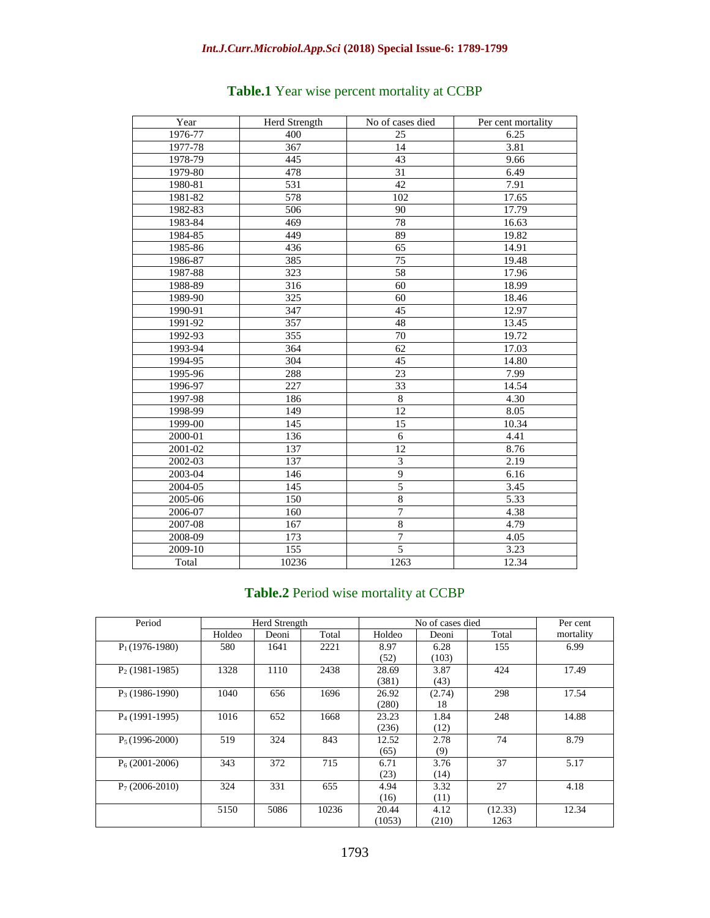**Table.1** Year wise percent mortality at CCBP

| Year | Herd Strength | No of cases died | Per cent mortality |
|---|---|---|---|
| 1976-77 | 400 | 25 | 6.25 |
| 1977-78 | 367 | 14 | 3.81 |
| 1978-79 | 445 | 43 | 9.66 |
| 1979-80 | 478 | 31 | 6.49 |
| 1980-81 | 531 | 42 | 7.91 |
| 1981-82 | 578 | 102 | 17.65 |
| 1982-83 | 506 | 90 | 17.79 |
| 1983-84 | 469 | 78 | 16.63 |
| 1984-85 | 449 | 89 | 19.82 |
| 1985-86 | 436 | 65 | 14.91 |
| 1986-87 | 385 | 75 | 19.48 |
| 1987-88 | 323 | 58 | 17.96 |
| 1988-89 | 316 | 60 | 18.99 |
| 1989-90 | 325 | 60 | 18.46 |
| 1990-91 | 347 | 45 | 12.97 |
| 1991-92 | 357 | 48 | 13.45 |
| 1992-93 | 355 | 70 | 19.72 |
| 1993-94 | 364 | 62 | 17.03 |
| 1994-95 | 304 | 45 | 14.80 |
| 1995-96 | 288 | 23 | 7.99 |
| 1996-97 | 227 | 33 | 14.54 |
| 1997-98 | 186 | 8 | 4.30 |
| 1998-99 | 149 | 12 | 8.05 |
| 1999-00 | 145 | 15 | 10.34 |
| 2000-01 | 136 | 6 | 4.41 |
| 2001-02 | 137 | 12 | 8.76 |
| 2002-03 | 137 | 3 | 2.19 |
| 2003-04 | 146 | 9 | 6.16 |
| 2004-05 | 145 | 5 | 3.45 |
| 2005-06 | 150 | 8 | 5.33 |
| 2006-07 | 160 | 7 | 4.38 |
| 2007-08 | 167 | 8 | 4.79 |
| 2008-09 | 173 | 7 | 4.05 |
| 2009-10 | 155 | 5 | 3.23 |
| Total | 10236 | 1263 | 12.34 |

**Table.2** Period wise mortality at CCBP

| Period | Herd Strength | | | No of cases died | | | Per cent mortality |
|---|---|---|---|---|---|---|---|
| | Holdeo | Deoni | Total | Holdeo | Deoni | Total | |
| $P_1$ (1976-1980) | 580 | 1641 | 2221 | 8.97 (52) | 6.28 (103) | 155 | 6.99 |
| $P_2$ (1981-1985) | 1328 | 1110 | 2438 | 28.69 (381) | 3.87 (43) | 424 | 17.49 |
| $P_3$ (1986-1990) | 1040 | 656 | 1696 | 26.92 (280) | (2.74) 18 | 298 | 17.54 |
| $P_4$ (1991-1995) | 1016 | 652 | 1668 | 23.23 (236) | 1.84 (12) | 248 | 14.88 |
| $P_5$ (1996-2000) | 519 | 324 | 843 | 12.52 (65) | 2.78 (9) | 74 | 8.79 |
| $P_6$ (2001-2006) | 343 | 372 | 715 | 6.71 (23) | 3.76 (14) | 37 | 5.17 |
| $P_7$ (2006-2010) | 324 | 331 | 655 | 4.94 (16) | 3.32 (11) | 27 | 4.18 |
| | 5150 | 5086 | 10236 | 20.44 (1053) | 4.12 (210) | (12.33) 1263 | 12.34 |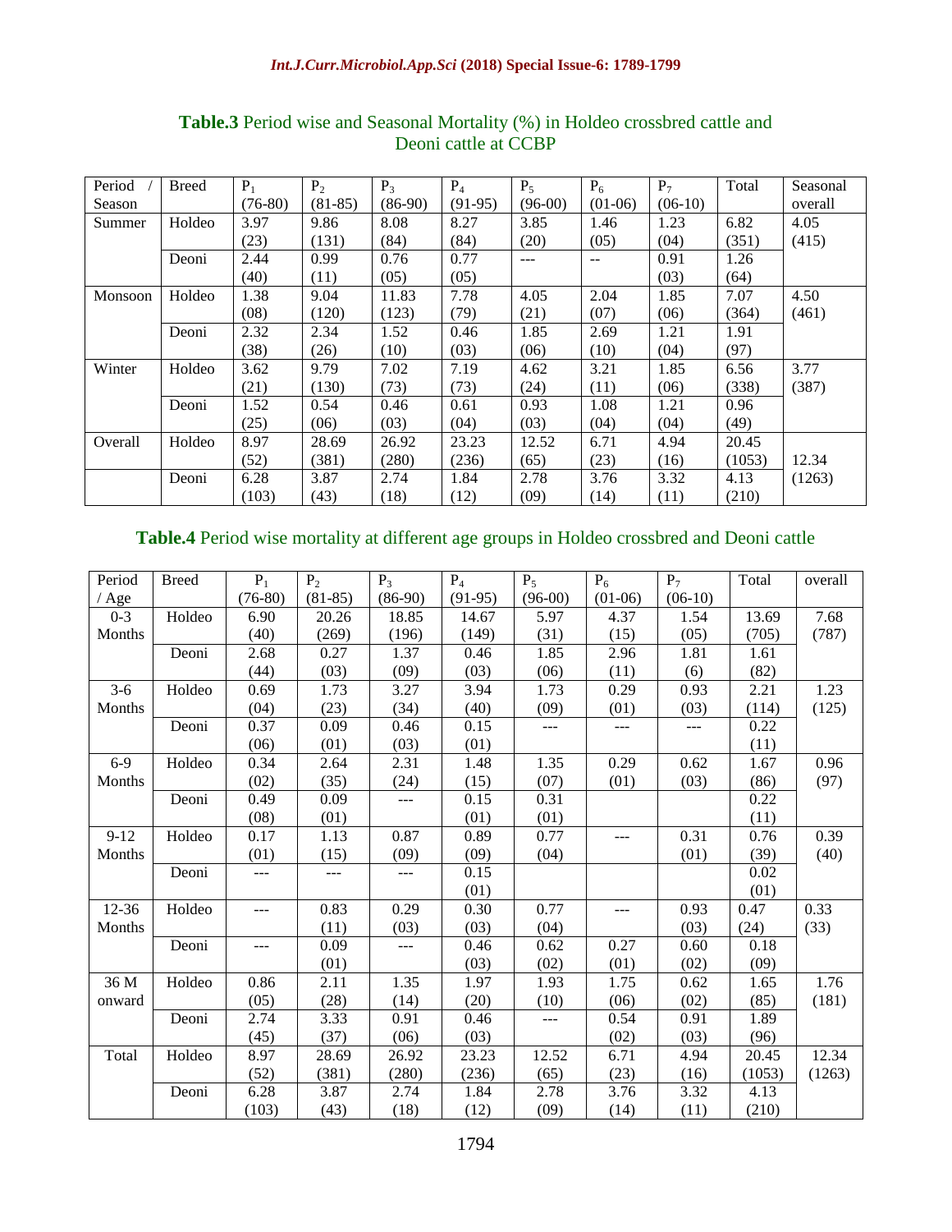**Table.3** Period wise and Seasonal Mortality (%) in Holdeo crossbred cattle and Deoni cattle at CCBP

| Period / Season | Breed | $P_1$ (76-80) | $P_2$ (81-85) | $P_3$ (86-90) | $P_4$ (91-95) | $P_5$ (96-00) | $P_6$ (01-06) | $P_7$ (06-10) | Total | Seasonal overall |
|---|---|---|---|---|---|---|---|---|---|---|
| Summer | Holdeo | 3.97 (23) | 9.86 (131) | 8.08 (84) | 8.27 (84) | 3.85 (20) | 1.46 (05) | 1.23 (04) | 6.82 (351) | 4.05 (415) |
| | Deoni | 2.44 (40) | 0.99 (11) | 0.76 (05) | 0.77 (05) | --- | -- | 0.91 (03) | 1.26 (64) | |
| Monsoon | Holdeo | 1.38 (08) | 9.04 (120) | 11.83 (123) | 7.78 (79) | 4.05 (21) | 2.04 (07) | 1.85 (06) | 7.07 (364) | 4.50 (461) |
| | Deoni | 2.32 (38) | 2.34 (26) | 1.52 (10) | 0.46 (03) | 1.85 (06) | 2.69 (10) | 1.21 (04) | 1.91 (97) | |
| Winter | Holdeo | 3.62 (21) | 9.79 (130) | 7.02 (73) | 7.19 (73) | 4.62 (24) | 3.21 (11) | 1.85 (06) | 6.56 (338) | 3.77 (387) |
| | Deoni | 1.52 (25) | 0.54 (06) | 0.46 (03) | 0.61 (04) | 0.93 (03) | 1.08 (04) | 1.21 (04) | 0.96 (49) | |
| Overall | Holdeo | 8.97 (52) | 28.69 (381) | 26.92 (280) | 23.23 (236) | 12.52 (65) | 6.71 (23) | 4.94 (16) | 20.45 (1053) | 12.34 (1263) |
| | Deoni | 6.28 (103) | 3.87 (43) | 2.74 (18) | 1.84 (12) | 2.78 (09) | 3.76 (14) | 3.32 (11) | 4.13 (210) | |

**Table.4** Period wise mortality at different age groups in Holdeo crossbred and Deoni cattle

| Period / Age | Breed | $P_1$ (76-80) | $P_2$ (81-85) | $P_3$ (86-90) | $P_4$ (91-95) | $P_5$ (96-00) | $P_6$ (01-06) | $P_7$ (06-10) | Total | overall |
|---|---|---|---|---|---|---|---|---|---|---|
| 0-3 Months | Holdeo | 6.90 (40) | 20.26 (269) | 18.85 (196) | 14.67 (149) | 5.97 (31) | 4.37 (15) | 1.54 (05) | 13.69 (705) | 7.68 (787) |
| | Deoni | 2.68 (44) | 0.27 (03) | 1.37 (09) | 0.46 (03) | 1.85 (06) | 2.96 (11) | 1.81 (6) | 1.61 (82) | |
| 3-6 Months | Holdeo | 0.69 (04) | 1.73 (23) | 3.27 (34) | 3.94 (40) | 1.73 (09) | 0.29 (01) | 0.93 (03) | 2.21 (114) | 1.23 (125) |
| | Deoni | 0.37 (06) | 0.09 (01) | 0.46 (03) | 0.15 (01) | --- | --- | --- | 0.22 (11) | |
| 6-9 Months | Holdeo | 0.34 (02) | 2.64 (35) | 2.31 (24) | 1.48 (15) | 1.35 (07) | 0.29 (01) | 0.62 (03) | 1.67 (86) | 0.96 (97) |
| | Deoni | 0.49 (08) | 0.09 (01) | --- | 0.15 (01) | 0.31 (01) | | | 0.22 (11) | |
| 9-12 Months | Holdeo | 0.17 (01) | 1.13 (15) | 0.87 (09) | 0.89 (09) | 0.77 (04) | --- | 0.31 (01) | 0.76 (39) | 0.39 (40) |
| | Deoni | --- | --- | --- | 0.15 (01) | | | | 0.02 (01) | |
| 12-36 Months | Holdeo | --- | 0.83 (11) | 0.29 (03) | 0.30 (03) | 0.77 (04) | --- | 0.93 (03) | 0.47 (24) | 0.33 (33) |
| | Deoni | --- | 0.09 (01) | --- | 0.46 (03) | 0.62 (02) | 0.27 (01) | 0.60 (02) | 0.18 (09) | |
| 36 M onward | Holdeo | 0.86 (05) | 2.11 (28) | 1.35 (14) | 1.97 (20) | 1.93 (10) | 1.75 (06) | 0.62 (02) | 1.65 (85) | 1.76 (181) |
| | Deoni | 2.74 (45) | 3.33 (37) | 0.91 (06) | 0.46 (03) | --- | 0.54 (02) | 0.91 (03) | 1.89 (96) | |
| Total | Holdeo | 8.97 (52) | 28.69 (381) | 26.92 (280) | 23.23 (236) | 12.52 (65) | 6.71 (23) | 4.94 (16) | 20.45 (1053) | 12.34 (1263) |
| | Deoni | 6.28 (103) | 3.87 (43) | 2.74 (18) | 1.84 (12) | 2.78 (09) | 3.76 (14) | 3.32 (11) | 4.13 (210) | |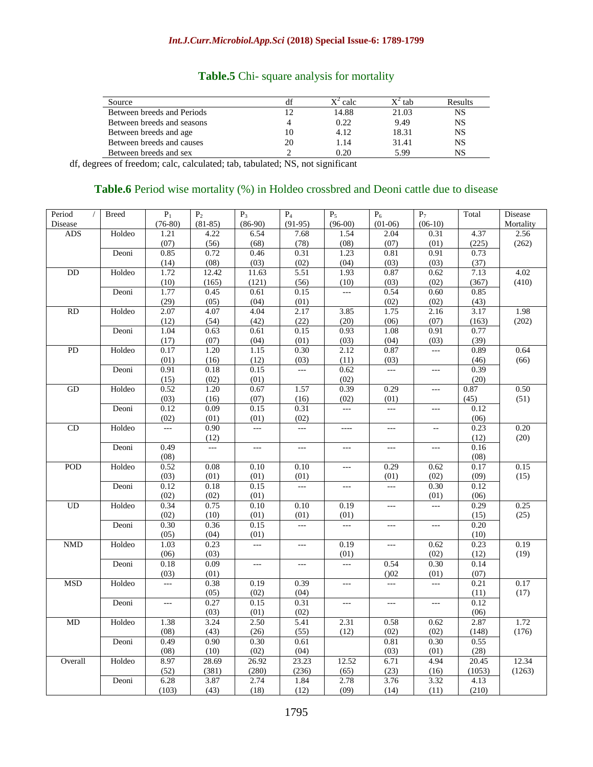**Table.5** Chi- square analysis for mortality

| Source | df | $X^2$ calc | $X^2$ tab | Results |
|---|---|---|---|---|
| Between breeds and Periods | 12 | 14.88 | 21.03 | NS |
| Between breeds and seasons | 4 | 0.22 | 9.49 | NS |
| Between breeds and age | 10 | 4.12 | 18.31 | NS |
| Between breeds and causes | 20 | 1.14 | 31.41 | NS |
| Between breeds and sex | 2 | 0.20 | 5.99 | NS |

df, degrees of freedom; calc, calculated; tab, tabulated; NS, not significant

**Table.6** Period wise mortality (%) in Holdeo crossbred and Deoni cattle due to disease

| Period / Disease | Breed | $P_1$ (76-80) | $P_2$ (81-85) | $P_3$ (86-90) | $P_4$ (91-95) | $P_5$ (96-00) | $P_6$ (01-06) | $P_7$ (06-10) | Total | Disease Mortality |
|---|---|---|---|---|---|---|---|---|---|---|
| ADS | Holdeo | 1.21 (07) | 4.22 (56) | 6.54 (68) | 7.68 (78) | 1.54 (08) | 2.04 (07) | 0.31 (01) | 4.37 (225) | 2.56 (262) |
| | Deoni | 0.85 (14) | 0.72 (08) | 0.46 (03) | 0.31 (02) | 1.23 (04) | 0.81 (03) | 0.91 (03) | 0.73 (37) | |
| DD | Holdeo | 1.72 (10) | 12.42 (165) | 11.63 (121) | 5.51 (56) | 1.93 (10) | 0.87 (03) | 0.62 (02) | 7.13 (367) | 4.02 (410) |
| | Deoni | 1.77 (29) | 0.45 (05) | 0.61 (04) | 0.15 (01) | --- | 0.54 (02) | 0.60 (02) | 0.85 (43) | |
| RD | Holdeo | 2.07 (12) | 4.07 (54) | 4.04 (42) | 2.17 (22) | 3.85 (20) | 1.75 (06) | 2.16 (07) | 3.17 (163) | 1.98 (202) |
| | Deoni | 1.04 (17) | 0.63 (07) | 0.61 (04) | 0.15 (01) | 0.93 (03) | 1.08 (04) | 0.91 (03) | 0.77 (39) | |
| PD | Holdeo | 0.17 (01) | 1.20 (16) | 1.15 (12) | 0.30 (03) | 2.12 (11) | 0.87 (03) | --- | 0.89 (46) | 0.64 (66) |
| | Deoni | 0.91 (15) | 0.18 (02) | 0.15 (01) | --- | 0.62 (02) | --- | --- | 0.39 (20) | |
| GD | Holdeo | 0.52 (03) | 1.20 (16) | 0.67 (07) | 1.57 (16) | 0.39 (02) | 0.29 (01) | --- | 0.87 (45) | 0.50 (51) |
| | Deoni | 0.12 (02) | 0.09 (01) | 0.15 (01) | 0.31 (02) | --- | --- | --- | 0.12 (06) | |
| CD | Holdeo | --- | 0.90 (12) | --- | --- | ---- | --- | -- | 0.23 (12) | 0.20 (20) |
| | Deoni | 0.49 (08) | --- | --- | --- | --- | --- | --- | 0.16 (08) | |
| POD | Holdeo | 0.52 (03) | 0.08 (01) | 0.10 (01) | 0.10 (01) | --- | 0.29 (01) | 0.62 (02) | 0.17 (09) | 0.15 (15) |
| | Deoni | 0.12 (02) | 0.18 (02) | 0.15 (01) | --- | --- | --- | 0.30 (01) | 0.12 (06) | |
| UD | Holdeo | 0.34 (02) | 0.75 (10) | 0.10 (01) | 0.10 (01) | 0.19 (01) | --- | --- | 0.29 (15) | 0.25 (25) |
| | Deoni | 0.30 (05) | 0.36 (04) | 0.15 (01) | --- | --- | --- | --- | 0.20 (10) | |
| NMD | Holdeo | 1.03 (06) | 0.23 (03) | --- | --- | 0.19 (01) | --- | 0.62 (02) | 0.23 (12) | 0.19 (19) |
| | Deoni | 0.18 (03) | 0.09 (01) | --- | --- | --- | 0.54 ()02 | 0.30 (01) | 0.14 (07) | |
| MSD | Holdeo | --- | 0.38 (05) | 0.19 (02) | 0.39 (04) | --- | --- | --- | 0.21 (11) | 0.17 (17) |
| | Deoni | --- | 0.27 (03) | 0.15 (01) | 0.31 (02) | --- | --- | --- | 0.12 (06) | |
| MD | Holdeo | 1.38 (08) | 3.24 (43) | 2.50 (26) | 5.41 (55) | 2.31 (12) | 0.58 (02) | 0.62 (02) | 2.87 (148) | 1.72 (176) |
| | Deoni | 0.49 (08) | 0.90 (10) | 0.30 (02) | 0.61 (04) | | 0.81 (03) | 0.30 (01) | 0.55 (28) | |
| Overall | Holdeo | 8.97 (52) | 28.69 (381) | 26.92 (280) | 23.23 (236) | 12.52 (65) | 6.71 (23) | 4.94 (16) | 20.45 (1053) | 12.34 (1263) |
| | Deoni | 6.28 (103) | 3.87 (43) | 2.74 (18) | 1.84 (12) | 2.78 (09) | 3.76 (14) | 3.32 (11) | 4.13 (210) | |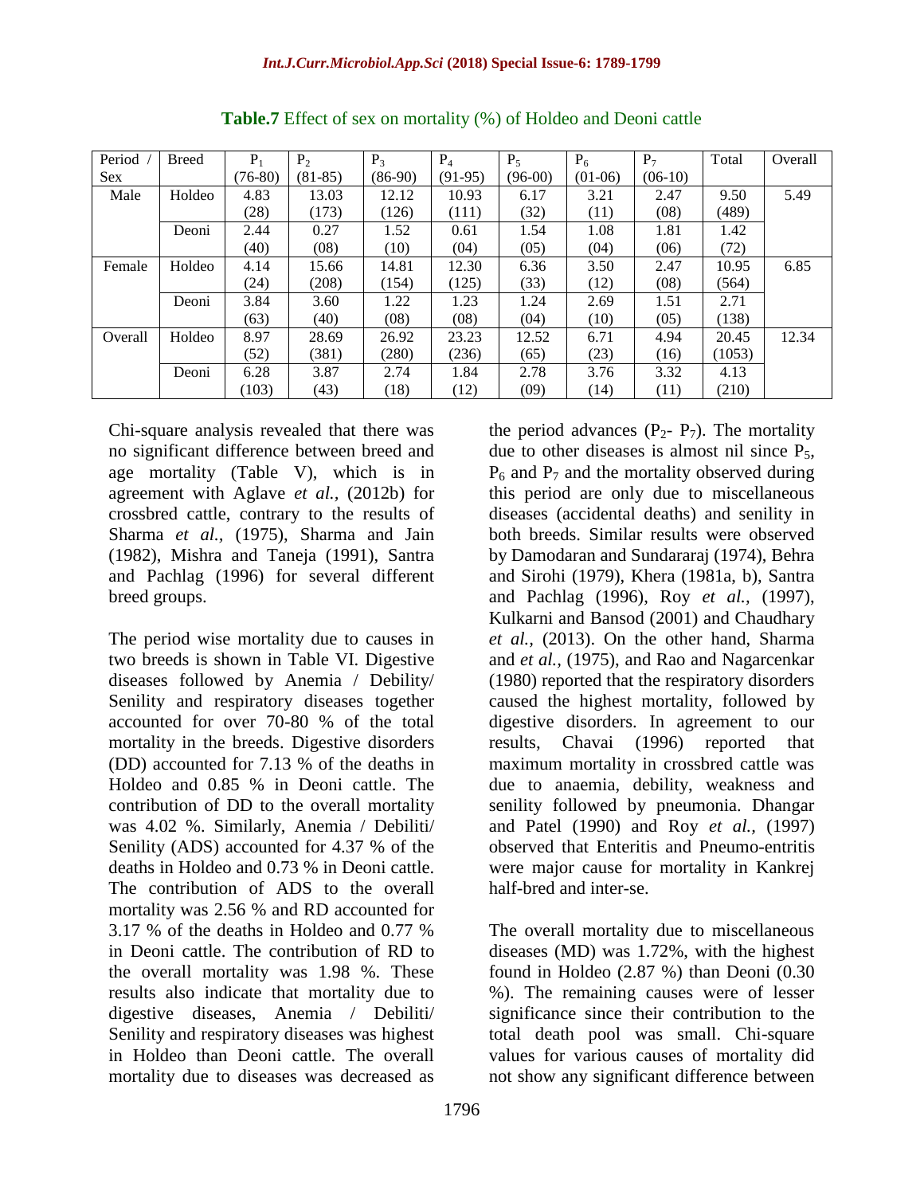**Table.7** Effect of sex on mortality (%) of Holdeo and Deoni cattle

| Period / Sex | Breed | $P_1$ (76-80) | $P_2$ (81-85) | $P_3$ (86-90) | $P_4$ (91-95) | $P_5$ (96-00) | $P_6$ (01-06) | $P_7$ (06-10) | Total | Overall |
|---|---|---|---|---|---|---|---|---|---|---|
| Male | Holdeo | 4.83 (28) | 13.03 (173) | 12.12 (126) | 10.93 (111) | 6.17 (32) | 3.21 (11) | 2.47 (08) | 9.50 (489) | 5.49 |
| | Deoni | 2.44 (40) | 0.27 (08) | 1.52 (10) | 0.61 (04) | 1.54 (05) | 1.08 (04) | 1.81 (06) | 1.42 (72) | |
| Female | Holdeo | 4.14 (24) | 15.66 (208) | 14.81 (154) | 12.30 (125) | 6.36 (33) | 3.50 (12) | 2.47 (08) | 10.95 (564) | 6.85 |
| | Deoni | 3.84 (63) | 3.60 (40) | 1.22 (08) | 1.23 (08) | 1.24 (04) | 2.69 (10) | 1.51 (05) | 2.71 (138) | |
| Overall | Holdeo | 8.97 (52) | 28.69 (381) | 26.92 (280) | 23.23 (236) | 12.52 (65) | 6.71 (23) | 4.94 (16) | 20.45 (1053) | 12.34 |
| | Deoni | 6.28 (103) | 3.87 (43) | 2.74 (18) | 1.84 (12) | 2.78 (09) | 3.76 (14) | 3.32 (11) | 4.13 (210) | |

Chi-square analysis revealed that there was no significant difference between breed and age mortality (Table V), which is in agreement with Aglave *et al.,* (2012b) for crossbred cattle, contrary to the results of Sharma *et al.,* (1975), Sharma and Jain (1982), Mishra and Taneja (1991), Santra and Pachlag (1996) for several different breed groups.

The period wise mortality due to causes in two breeds is shown in Table VI. Digestive diseases followed by Anemia / Debility/ Senility and respiratory diseases together accounted for over 70-80 % of the total mortality in the breeds. Digestive disorders (DD) accounted for 7.13 % of the deaths in Holdeo and 0.85 % in Deoni cattle. The contribution of DD to the overall mortality was 4.02 %. Similarly, Anemia / Debiliti/ Senility (ADS) accounted for 4.37 % of the deaths in Holdeo and 0.73 % in Deoni cattle. The contribution of ADS to the overall mortality was 2.56 % and RD accounted for 3.17 % of the deaths in Holdeo and 0.77 % in Deoni cattle. The contribution of RD to the overall mortality was 1.98 %. These results also indicate that mortality due to digestive diseases, Anemia / Debiliti/ Senility and respiratory diseases was highest in Holdeo than Deoni cattle. The overall mortality due to diseases was decreased as the period advances ($P_2$- $P_7$). The mortality due to other diseases is almost nil since $P_5$, $P_6$ and $P_7$ and the mortality observed during this period are only due to miscellaneous diseases (accidental deaths) and senility in both breeds. Similar results were observed by Damodaran and Sundararaj (1974), Behra and Sirohi (1979), Khera (1981a, b), Santra and Pachlag (1996), Roy *et al.,* (1997), Kulkarni and Bansod (2001) and Chaudhary *et al.,* (2013). On the other hand, Sharma and *et al.,* (1975), and Rao and Nagarcenkar (1980) reported that the respiratory disorders caused the highest mortality, followed by digestive disorders. In agreement to our results, Chavai (1996) reported that maximum mortality in crossbred cattle was due to anaemia, debility, weakness and senility followed by pneumonia. Dhangar and Patel (1990) and Roy *et al.,* (1997) observed that Enteritis and Pneumo-entritis were major cause for mortality in Kankrej half-bred and inter-se.

The overall mortality due to miscellaneous diseases (MD) was 1.72%, with the highest found in Holdeo (2.87 %) than Deoni (0.30 %). The remaining causes were of lesser significance since their contribution to the total death pool was small. Chi-square values for various causes of mortality did not show any significant difference between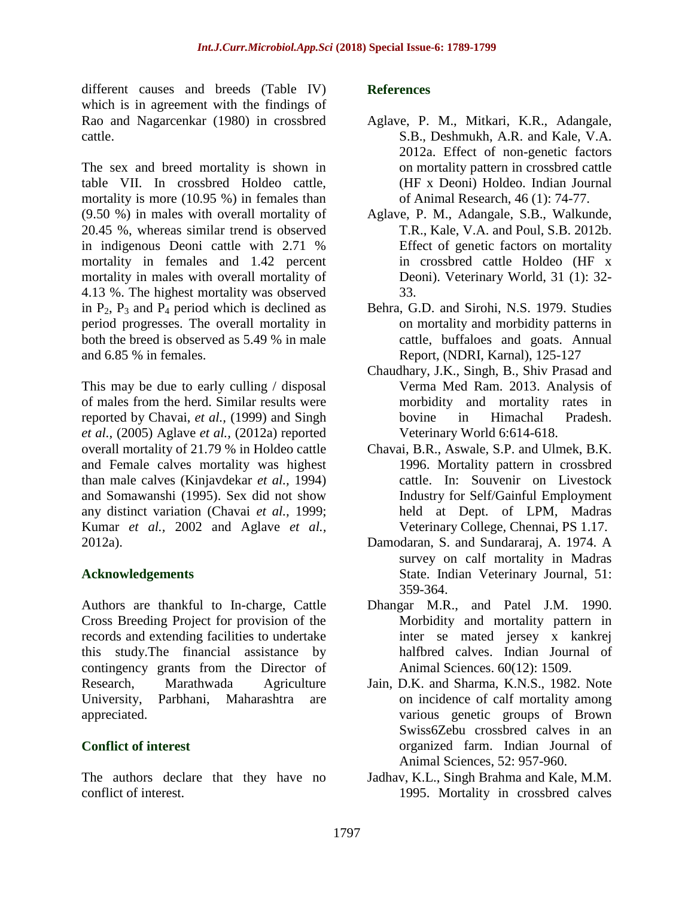different causes and breeds (Table IV) which is in agreement with the findings of Rao and Nagarcenkar (1980) in crossbred cattle.

The sex and breed mortality is shown in table VII. In crossbred Holdeo cattle, mortality is more (10.95 %) in females than (9.50 %) in males with overall mortality of 20.45 %, whereas similar trend is observed in indigenous Deoni cattle with 2.71 % mortality in females and 1.42 percent mortality in males with overall mortality of 4.13 %. The highest mortality was observed in $P_2$, $P_3$ and $P_4$ period which is declined as period progresses. The overall mortality in both the breed is observed as 5.49 % in male and 6.85 % in females.

This may be due to early culling / disposal of males from the herd. Similar results were reported by Chavai, *et al.,* (1999) and Singh *et al.,* (2005) Aglave *et al.,* (2012a) reported overall mortality of 21.79 % in Holdeo cattle and Female calves mortality was highest than male calves (Kinjavdekar *et al.*, 1994) and Somawanshi (1995). Sex did not show any distinct variation (Chavai *et al.,* 1999; Kumar *et al.,* 2002 and Aglave *et al.,* 2012a).

## Acknowledgements

Authors are thankful to In-charge, Cattle Cross Breeding Project for provision of the records and extending facilities to undertake this study.The financial assistance by contingency grants from the Director of Research, Marathwada Agriculture University, Parbhani, Maharashtra are appreciated.

## Conflict of interest

The authors declare that they have no conflict of interest.

## References

Aglave, P. M., Mitkari, K.R., Adangale, S.B., Deshmukh, A.R. and Kale, V.A. 2012a. Effect of non-genetic factors on mortality pattern in crossbred cattle (HF x Deoni) Holdeo. Indian Journal of Animal Research, 46 (1): 74-77.

Aglave, P. M., Adangale, S.B., Walkunde, T.R., Kale, V.A. and Poul, S.B. 2012b. Effect of genetic factors on mortality in crossbred cattle Holdeo (HF x Deoni). Veterinary World, 31 (1): 32-33.

Behra, G.D. and Sirohi, N.S. 1979. Studies on mortality and morbidity patterns in cattle, buffaloes and goats. Annual Report, (NDRI, Karnal), 125-127

Chaudhary, J.K., Singh, B., Shiv Prasad and Verma Med Ram. 2013. Analysis of morbidity and mortality rates in bovine in Himachal Pradesh. Veterinary World 6:614-618.

Chavai, B.R., Aswale, S.P. and Ulmek, B.K. 1996. Mortality pattern in crossbred cattle. In: Souvenir on Livestock Industry for Self/Gainful Employment held at Dept. of LPM, Madras Veterinary College, Chennai, PS 1.17.

Damodaran, S. and Sundararaj, A. 1974. A survey on calf mortality in Madras State. Indian Veterinary Journal, 51: 359-364.

Dhangar M.R., and Patel J.M. 1990. Morbidity and mortality pattern in inter se mated jersey x kankrej halfbred calves. Indian Journal of Animal Sciences. 60(12): 1509.

Jain, D.K. and Sharma, K.N.S., 1982. Note on incidence of calf mortality among various genetic groups of Brown Swiss6Zebu crossbred calves in an organized farm. Indian Journal of Animal Sciences, 52: 957-960.

Jadhav, K.L., Singh Brahma and Kale, M.M. 1995. Mortality in crossbred calves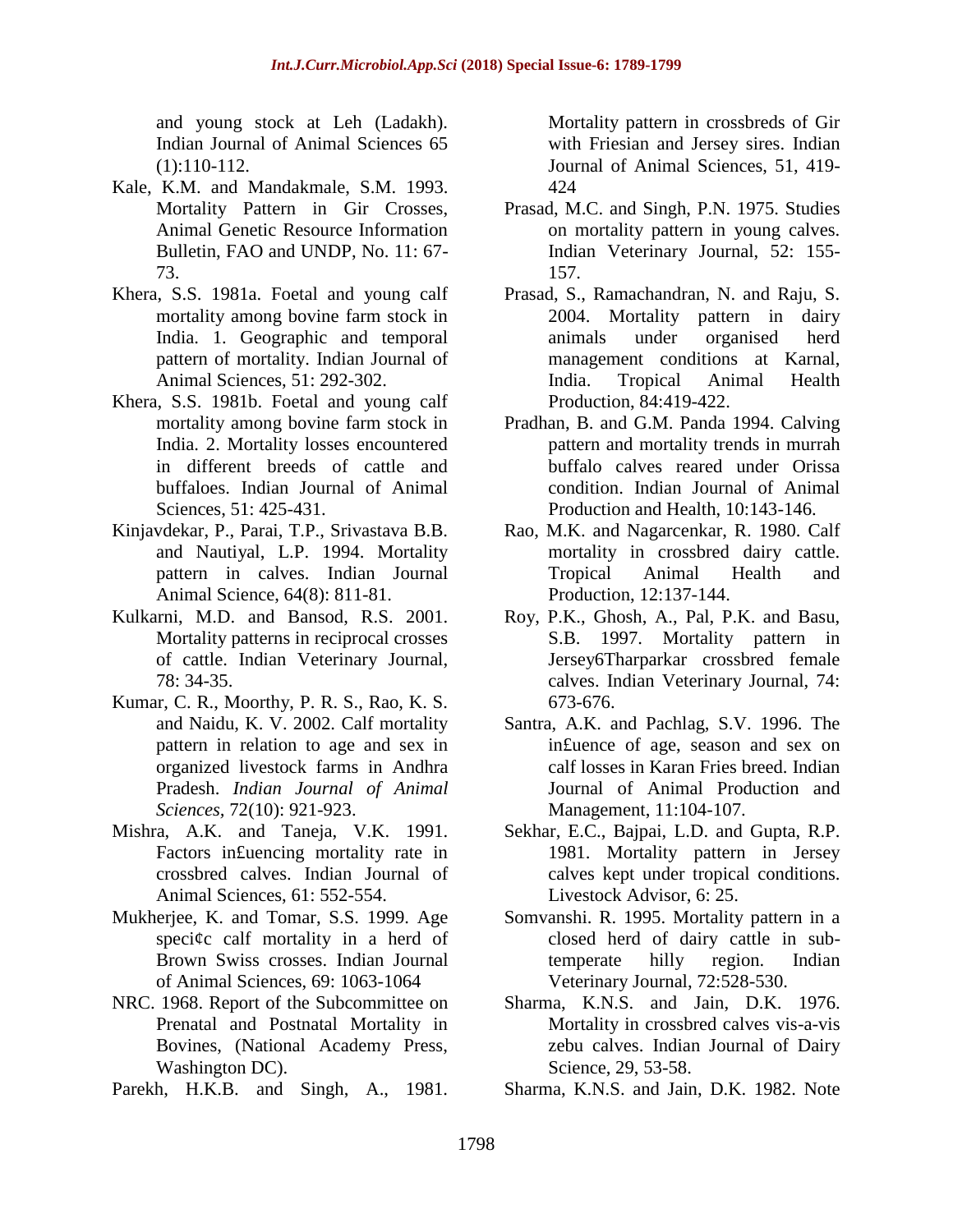and young stock at Leh (Ladakh). Indian Journal of Animal Sciences 65 (1):110-112.

Kale, K.M. and Mandakmale, S.M. 1993. Mortality Pattern in Gir Crosses, Animal Genetic Resource Information Bulletin, FAO and UNDP, No. 11: 67-73.

Khera, S.S. 1981a. Foetal and young calf mortality among bovine farm stock in India. 1. Geographic and temporal pattern of mortality. Indian Journal of Animal Sciences, 51: 292-302.

Khera, S.S. 1981b. Foetal and young calf mortality among bovine farm stock in India. 2. Mortality losses encountered in different breeds of cattle and buffaloes. Indian Journal of Animal Sciences, 51: 425-431.

Kinjavdekar, P., Parai, T.P., Srivastava B.B. and Nautiyal, L.P. 1994. Mortality pattern in calves. Indian Journal Animal Science, 64(8): 811-81.

Kulkarni, M.D. and Bansod, R.S. 2001. Mortality patterns in reciprocal crosses of cattle. Indian Veterinary Journal, 78: 34-35.

Kumar, C. R., Moorthy, P. R. S., Rao, K. S. and Naidu, K. V. 2002. Calf mortality pattern in relation to age and sex in organized livestock farms in Andhra Pradesh. *Indian Journal of Animal Sciences*, 72(10): 921-923.

Mishra, A.K. and Taneja, V.K. 1991. Factors in£uencing mortality rate in crossbred calves. Indian Journal of Animal Sciences, 61: 552-554.

Mukherjee, K. and Tomar, S.S. 1999. Age speci¢c calf mortality in a herd of Brown Swiss crosses. Indian Journal of Animal Sciences, 69: 1063-1064

NRC. 1968. Report of the Subcommittee on Prenatal and Postnatal Mortality in Bovines, (National Academy Press, Washington DC).

Parekh, H.K.B. and Singh, A., 1981. Mortality pattern in crossbreds of Gir with Friesian and Jersey sires. Indian Journal of Animal Sciences, 51, 419-424

Prasad, M.C. and Singh, P.N. 1975. Studies on mortality pattern in young calves. Indian Veterinary Journal, 52: 155-157.

Prasad, S., Ramachandran, N. and Raju, S. 2004. Mortality pattern in dairy animals under organised herd management conditions at Karnal, India. Tropical Animal Health Production, 84:419-422.

Pradhan, B. and G.M. Panda 1994. Calving pattern and mortality trends in murrah buffalo calves reared under Orissa condition. Indian Journal of Animal Production and Health, 10:143-146.

Rao, M.K. and Nagarcenkar, R. 1980. Calf mortality in crossbred dairy cattle. Tropical Animal Health and Production, 12:137-144.

Roy, P.K., Ghosh, A., Pal, P.K. and Basu, S.B. 1997. Mortality pattern in Jersey6Tharparkar crossbred female calves. Indian Veterinary Journal, 74: 673-676.

Santra, A.K. and Pachlag, S.V. 1996. The in£uence of age, season and sex on calf losses in Karan Fries breed. Indian Journal of Animal Production and Management, 11:104-107.

Sekhar, E.C., Bajpai, L.D. and Gupta, R.P. 1981. Mortality pattern in Jersey calves kept under tropical conditions. Livestock Advisor, 6: 25.

Somvanshi. R. 1995. Mortality pattern in a closed herd of dairy cattle in sub-temperate hilly region. Indian Veterinary Journal, 72:528-530.

Sharma, K.N.S. and Jain, D.K. 1976. Mortality in crossbred calves vis-a-vis zebu calves. Indian Journal of Dairy Science, 29, 53-58.

Sharma, K.N.S. and Jain, D.K. 1982. Note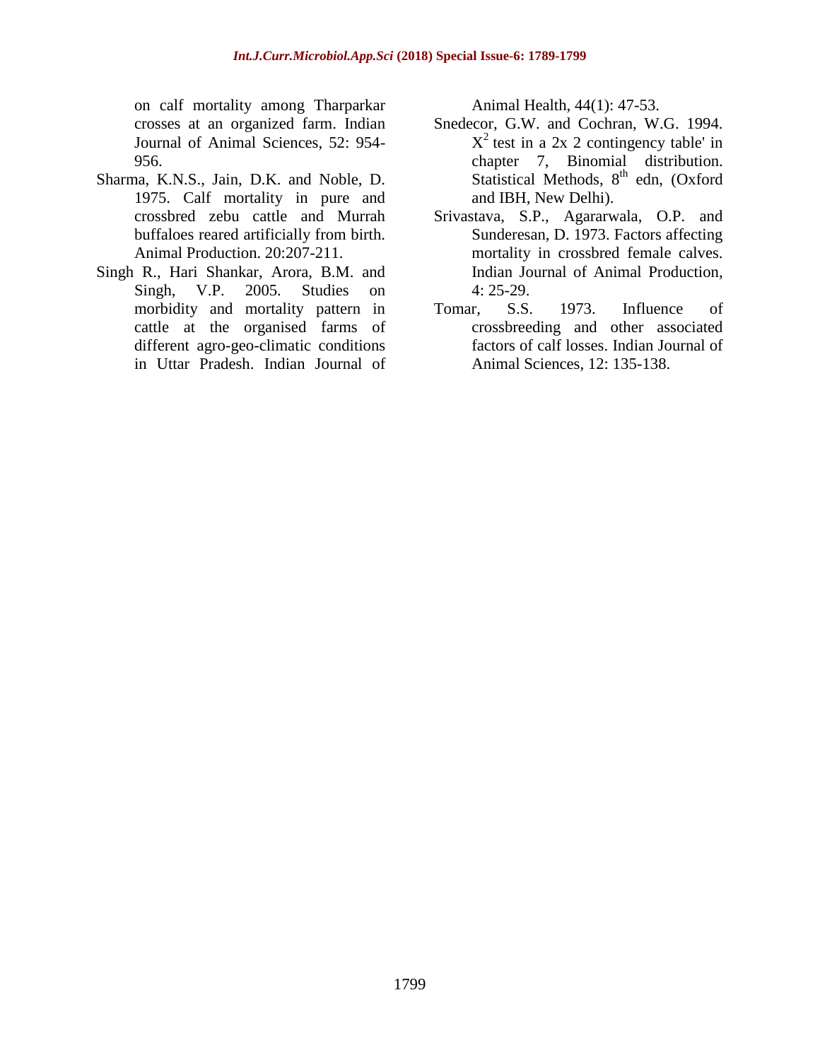on calf mortality among Tharparkar crosses at an organized farm. Indian Journal of Animal Sciences, 52: 954-956.

Sharma, K.N.S., Jain, D.K. and Noble, D. 1975. Calf mortality in pure and crossbred zebu cattle and Murrah buffaloes reared artificially from birth. Animal Production. 20:207-211.

Singh R., Hari Shankar, Arora, B.M. and Singh, V.P. 2005. Studies on morbidity and mortality pattern in cattle at the organised farms of different agro-geo-climatic conditions in Uttar Pradesh. Indian Journal of Animal Health, 44(1): 47-53.

Snedecor, G.W. and Cochran, W.G. 1994. $X^2$ test in a 2x 2 contingency table' in chapter 7, Binomial distribution. Statistical Methods, 8th edn, (Oxford and IBH, New Delhi).

Srivastava, S.P., Agararwala, O.P. and Sunderesan, D. 1973. Factors affecting mortality in crossbred female calves. Indian Journal of Animal Production, 4: 25-29.

Tomar, S.S. 1973. Influence of crossbreeding and other associated factors of calf losses. Indian Journal of Animal Sciences, 12: 135-138.